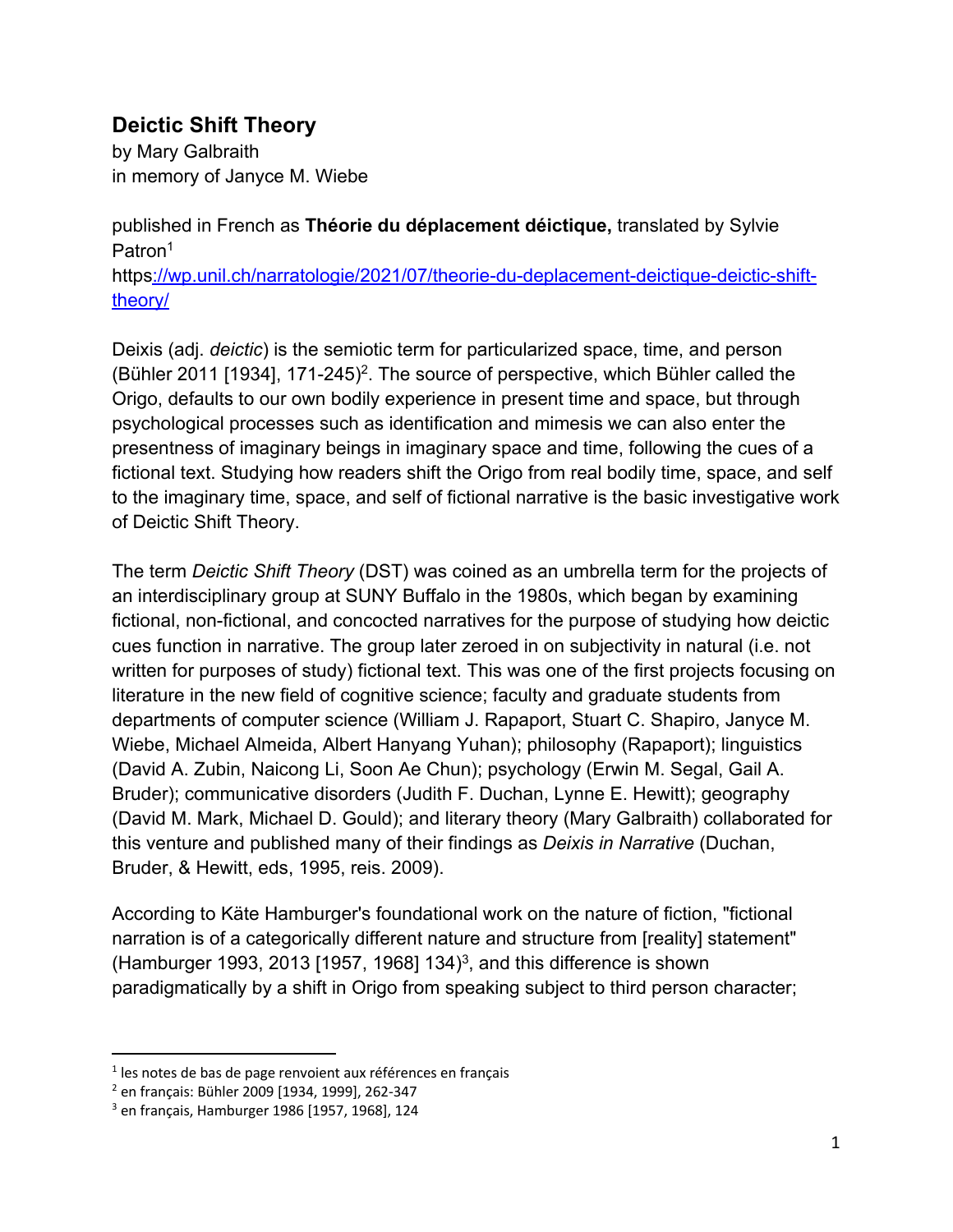## Deictic Shift Theory

by Mary Galbraith
in memory of Janyce M. Wiebe

published in French as **Théorie du déplacement déictique,** translated by Sylvie Patron[1]
https://wp.unil.ch/narratologie/2021/07/theorie-du-deplacement-deictique-deictic-shift-theory/

Deixis (adj. *deictic*) is the semiotic term for particularized space, time, and person (Bühler 2011 [1934], 171-245)[2]. The source of perspective, which Bühler called the Origo, defaults to our own bodily experience in present time and space, but through psychological processes such as identification and mimesis we can also enter the presentness of imaginary beings in imaginary space and time, following the cues of a fictional text. Studying how readers shift the Origo from real bodily time, space, and self to the imaginary time, space, and self of fictional narrative is the basic investigative work of Deictic Shift Theory.

The term *Deictic Shift Theory* (DST) was coined as an umbrella term for the projects of an interdisciplinary group at SUNY Buffalo in the 1980s, which began by examining fictional, non-fictional, and concocted narratives for the purpose of studying how deictic cues function in narrative. The group later zeroed in on subjectivity in natural (i.e. not written for purposes of study) fictional text. This was one of the first projects focusing on literature in the new field of cognitive science; faculty and graduate students from departments of computer science (William J. Rapaport, Stuart C. Shapiro, Janyce M. Wiebe, Michael Almeida, Albert Hanyang Yuhan); philosophy (Rapaport); linguistics (David A. Zubin, Naicong Li, Soon Ae Chun); psychology (Erwin M. Segal, Gail A. Bruder); communicative disorders (Judith F. Duchan, Lynne E. Hewitt); geography (David M. Mark, Michael D. Gould); and literary theory (Mary Galbraith) collaborated for this venture and published many of their findings as *Deixis in Narrative* (Duchan, Bruder, & Hewitt, eds, 1995, reis. 2009).

According to Käte Hamburger's foundational work on the nature of fiction, "fictional narration is of a categorically different nature and structure from [reality] statement" (Hamburger 1993, 2013 [1957, 1968] 134)[3], and this difference is shown paradigmatically by a shift in Origo from speaking subject to third person character;

---

[1] les notes de bas de page renvoient aux références en français

[2] en français: Bühler 2009 [1934, 1999], 262-347

[3] en français, Hamburger 1986 [1957, 1968], 124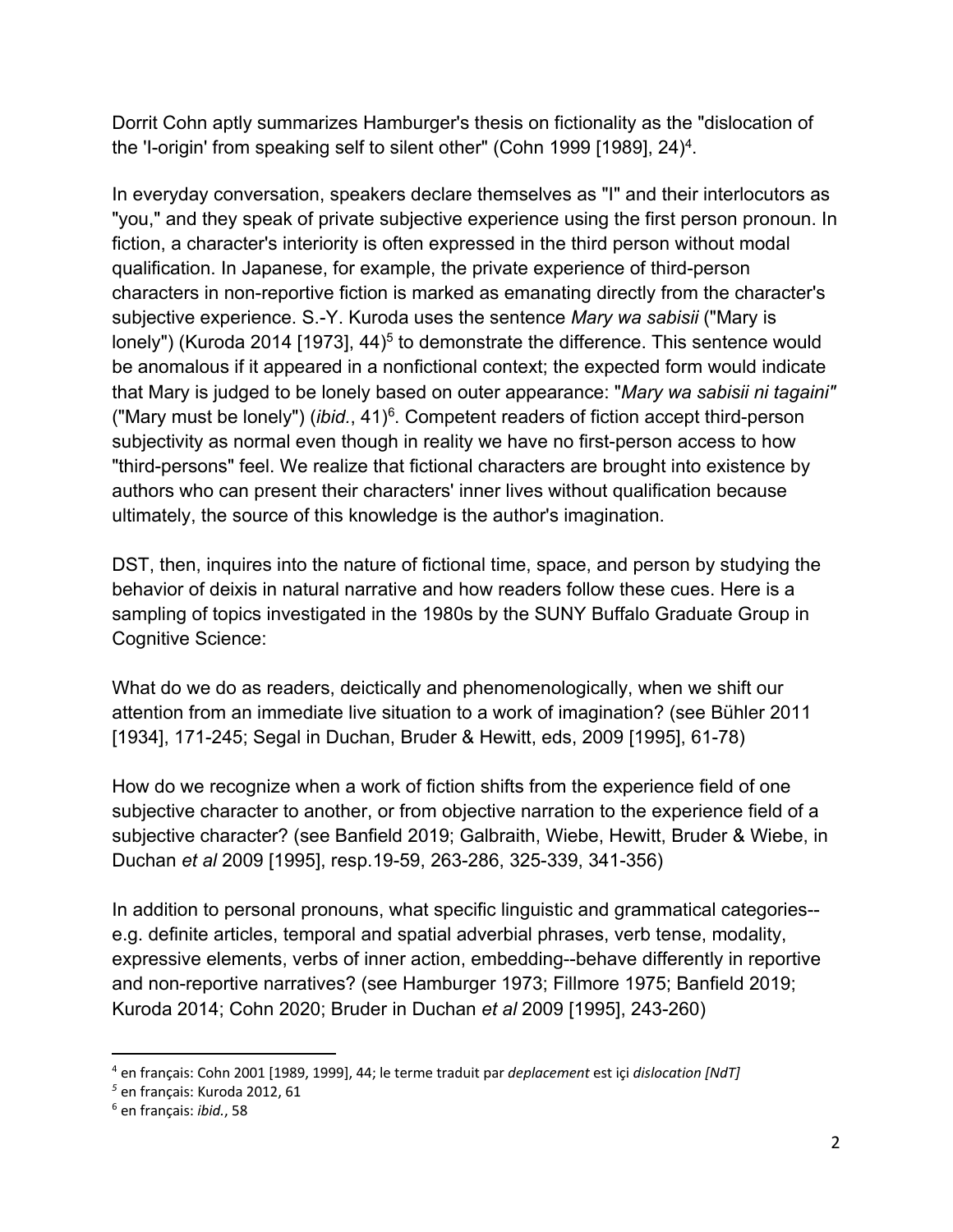Dorrit Cohn aptly summarizes Hamburger's thesis on fictionality as the "dislocation of the 'I-origin' from speaking self to silent other" (Cohn 1999 [1989], 24)[4].

In everyday conversation, speakers declare themselves as "I" and their interlocutors as "you," and they speak of private subjective experience using the first person pronoun. In fiction, a character's interiority is often expressed in the third person without modal qualification. In Japanese, for example, the private experience of third-person characters in non-reportive fiction is marked as emanating directly from the character's subjective experience. S.-Y. Kuroda uses the sentence *Mary wa sabisii* ("Mary is lonely") (Kuroda 2014 [1973], 44)[5] to demonstrate the difference. This sentence would be anomalous if it appeared in a nonfictional context; the expected form would indicate that Mary is judged to be lonely based on outer appearance: "*Mary wa sabisii ni tagaini*" ("Mary must be lonely") (*ibid.*, 41)[6]. Competent readers of fiction accept third-person subjectivity as normal even though in reality we have no first-person access to how "third-persons" feel. We realize that fictional characters are brought into existence by authors who can present their characters' inner lives without qualification because ultimately, the source of this knowledge is the author's imagination.

DST, then, inquires into the nature of fictional time, space, and person by studying the behavior of deixis in natural narrative and how readers follow these cues. Here is a sampling of topics investigated in the 1980s by the SUNY Buffalo Graduate Group in Cognitive Science:

What do we do as readers, deictically and phenomenologically, when we shift our attention from an immediate live situation to a work of imagination? (see Bühler 2011 [1934], 171-245; Segal in Duchan, Bruder & Hewitt, eds, 2009 [1995], 61-78)

How do we recognize when a work of fiction shifts from the experience field of one subjective character to another, or from objective narration to the experience field of a subjective character? (see Banfield 2019; Galbraith, Wiebe, Hewitt, Bruder & Wiebe, in Duchan *et al* 2009 [1995], resp.19-59, 263-286, 325-339, 341-356)

In addition to personal pronouns, what specific linguistic and grammatical categories--e.g. definite articles, temporal and spatial adverbial phrases, verb tense, modality, expressive elements, verbs of inner action, embedding--behave differently in reportive and non-reportive narratives? (see Hamburger 1973; Fillmore 1975; Banfield 2019; Kuroda 2014; Cohn 2020; Bruder in Duchan *et al* 2009 [1995], 243-260)

---

[4] en français: Cohn 2001 [1989, 1999], 44; le terme traduit par *deplacement* est içi *dislocation [NdT]*

[5] en français: Kuroda 2012, 61

[6] en français: *ibid.*, 58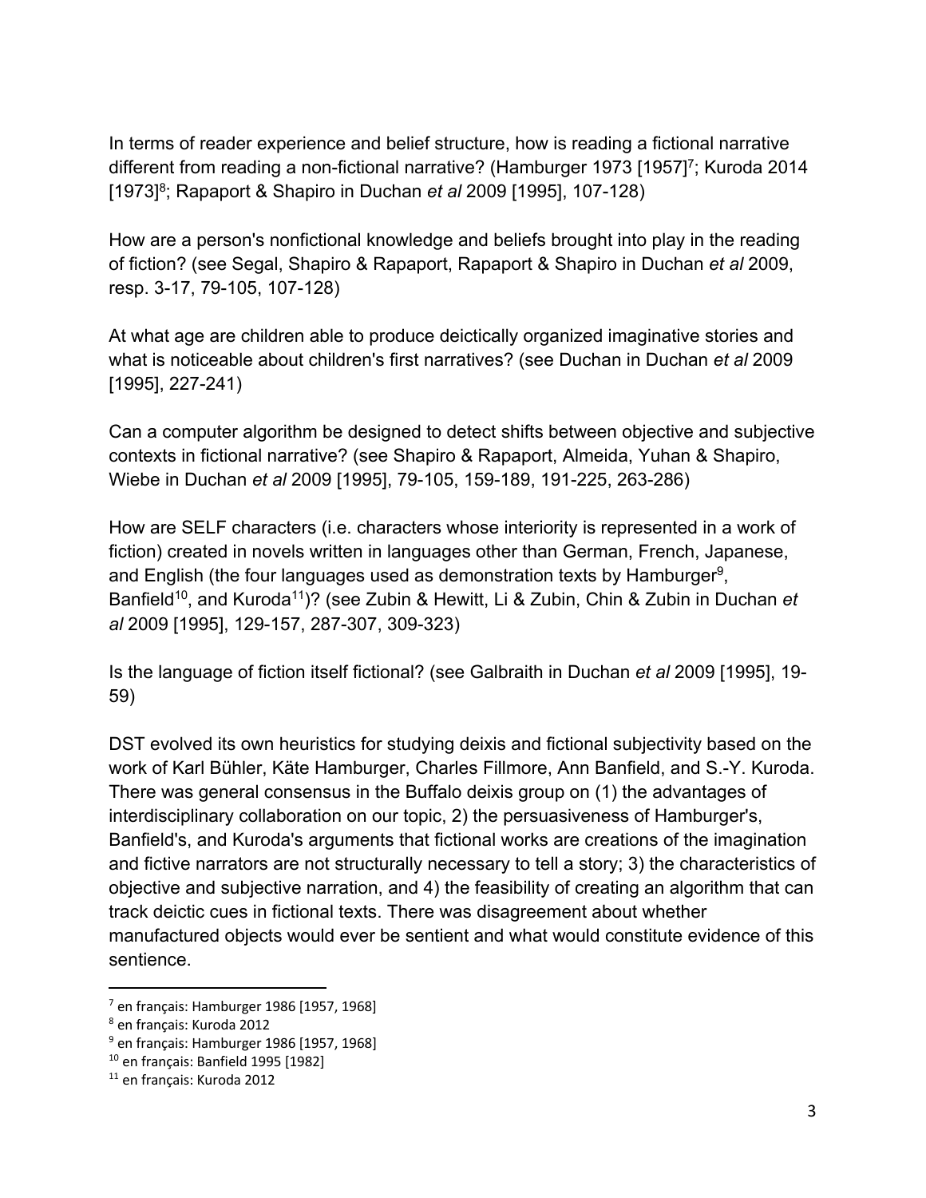In terms of reader experience and belief structure, how is reading a fictional narrative different from reading a non-fictional narrative? (Hamburger 1973 [1957][7]; Kuroda 2014 [1973][8]; Rapaport & Shapiro in Duchan *et al* 2009 [1995], 107-128)

How are a person's nonfictional knowledge and beliefs brought into play in the reading of fiction? (see Segal, Shapiro & Rapaport, Rapaport & Shapiro in Duchan *et al* 2009, resp. 3-17, 79-105, 107-128)

At what age are children able to produce deictically organized imaginative stories and what is noticeable about children's first narratives? (see Duchan in Duchan *et al* 2009 [1995], 227-241)

Can a computer algorithm be designed to detect shifts between objective and subjective contexts in fictional narrative? (see Shapiro & Rapaport, Almeida, Yuhan & Shapiro, Wiebe in Duchan *et al* 2009 [1995], 79-105, 159-189, 191-225, 263-286)

How are SELF characters (i.e. characters whose interiority is represented in a work of fiction) created in novels written in languages other than German, French, Japanese, and English (the four languages used as demonstration texts by Hamburger[9], Banfield[10], and Kuroda[11])? (see Zubin & Hewitt, Li & Zubin, Chin & Zubin in Duchan *et al* 2009 [1995], 129-157, 287-307, 309-323)

Is the language of fiction itself fictional? (see Galbraith in Duchan *et al* 2009 [1995], 19-59)

DST evolved its own heuristics for studying deixis and fictional subjectivity based on the work of Karl Bühler, Käte Hamburger, Charles Fillmore, Ann Banfield, and S.-Y. Kuroda. There was general consensus in the Buffalo deixis group on (1) the advantages of interdisciplinary collaboration on our topic, 2) the persuasiveness of Hamburger's, Banfield's, and Kuroda's arguments that fictional works are creations of the imagination and fictive narrators are not structurally necessary to tell a story; 3) the characteristics of objective and subjective narration, and 4) the feasibility of creating an algorithm that can track deictic cues in fictional texts. There was disagreement about whether manufactured objects would ever be sentient and what would constitute evidence of this sentience.

---

[7] en français: Hamburger 1986 [1957, 1968]

[8] en français: Kuroda 2012

[9] en français: Hamburger 1986 [1957, 1968]

[10] en français: Banfield 1995 [1982]

[11] en français: Kuroda 2012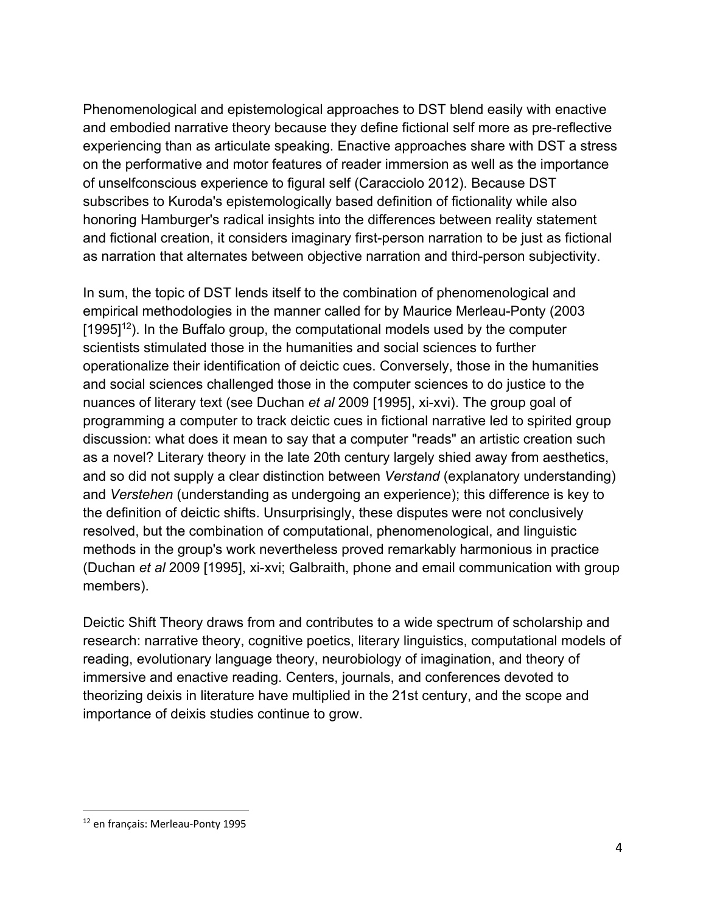Phenomenological and epistemological approaches to DST blend easily with enactive and embodied narrative theory because they define fictional self more as pre-reflective experiencing than as articulate speaking. Enactive approaches share with DST a stress on the performative and motor features of reader immersion as well as the importance of unselfconscious experience to figural self (Caracciolo 2012). Because DST subscribes to Kuroda's epistemologically based definition of fictionality while also honoring Hamburger's radical insights into the differences between reality statement and fictional creation, it considers imaginary first-person narration to be just as fictional as narration that alternates between objective narration and third-person subjectivity.

In sum, the topic of DST lends itself to the combination of phenomenological and empirical methodologies in the manner called for by Maurice Merleau-Ponty (2003 [1995][12]). In the Buffalo group, the computational models used by the computer scientists stimulated those in the humanities and social sciences to further operationalize their identification of deictic cues. Conversely, those in the humanities and social sciences challenged those in the computer sciences to do justice to the nuances of literary text (see Duchan *et al* 2009 [1995], xi-xvi). The group goal of programming a computer to track deictic cues in fictional narrative led to spirited group discussion: what does it mean to say that a computer "reads" an artistic creation such as a novel? Literary theory in the late 20th century largely shied away from aesthetics, and so did not supply a clear distinction between *Verstand* (explanatory understanding) and *Verstehen* (understanding as undergoing an experience); this difference is key to the definition of deictic shifts. Unsurprisingly, these disputes were not conclusively resolved, but the combination of computational, phenomenological, and linguistic methods in the group's work nevertheless proved remarkably harmonious in practice (Duchan *et al* 2009 [1995], xi-xvi; Galbraith, phone and email communication with group members).

Deictic Shift Theory draws from and contributes to a wide spectrum of scholarship and research: narrative theory, cognitive poetics, literary linguistics, computational models of reading, evolutionary language theory, neurobiology of imagination, and theory of immersive and enactive reading. Centers, journals, and conferences devoted to theorizing deixis in literature have multiplied in the 21st century, and the scope and importance of deixis studies continue to grow.

[12] en français: Merleau-Ponty 1995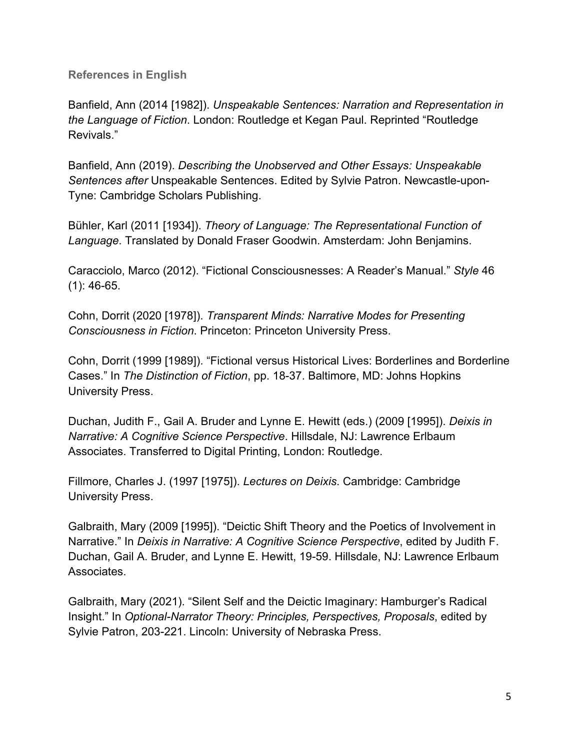### References in English

Banfield, Ann (2014 [1982]). *Unspeakable Sentences: Narration and Representation in the Language of Fiction*. London: Routledge et Kegan Paul. Reprinted "Routledge Revivals."

Banfield, Ann (2019). *Describing the Unobserved and Other Essays: Unspeakable Sentences after* Unspeakable Sentences. Edited by Sylvie Patron. Newcastle-upon-Tyne: Cambridge Scholars Publishing.

Bühler, Karl (2011 [1934]). *Theory of Language: The Representational Function of Language*. Translated by Donald Fraser Goodwin. Amsterdam: John Benjamins.

Caracciolo, Marco (2012). "Fictional Consciousnesses: A Reader's Manual." *Style* 46 (1): 46-65.

Cohn, Dorrit (2020 [1978]). *Transparent Minds: Narrative Modes for Presenting Consciousness in Fiction*. Princeton: Princeton University Press.

Cohn, Dorrit (1999 [1989]). "Fictional versus Historical Lives: Borderlines and Borderline Cases." In *The Distinction of Fiction*, pp. 18-37. Baltimore, MD: Johns Hopkins University Press.

Duchan, Judith F., Gail A. Bruder and Lynne E. Hewitt (eds.) (2009 [1995]). *Deixis in Narrative: A Cognitive Science Perspective*. Hillsdale, NJ: Lawrence Erlbaum Associates. Transferred to Digital Printing, London: Routledge.

Fillmore, Charles J. (1997 [1975]). *Lectures on Deixis*. Cambridge: Cambridge University Press.

Galbraith, Mary (2009 [1995]). "Deictic Shift Theory and the Poetics of Involvement in Narrative." In *Deixis in Narrative: A Cognitive Science Perspective*, edited by Judith F. Duchan, Gail A. Bruder, and Lynne E. Hewitt, 19-59. Hillsdale, NJ: Lawrence Erlbaum Associates.

Galbraith, Mary (2021). "Silent Self and the Deictic Imaginary: Hamburger's Radical Insight." In *Optional-Narrator Theory: Principles, Perspectives, Proposals*, edited by Sylvie Patron, 203-221. Lincoln: University of Nebraska Press.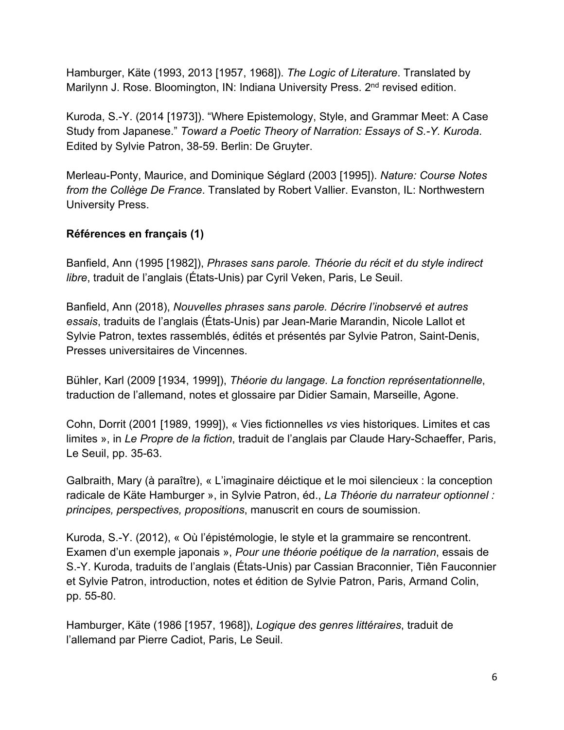Hamburger, Käte (1993, 2013 [1957, 1968]). *The Logic of Literature*. Translated by Marilynn J. Rose. Bloomington, IN: Indiana University Press. 2nd revised edition.

Kuroda, S.-Y. (2014 [1973]). “Where Epistemology, Style, and Grammar Meet: A Case Study from Japanese.” *Toward a Poetic Theory of Narration: Essays of S.-Y. Kuroda*. Edited by Sylvie Patron, 38-59. Berlin: De Gruyter.

Merleau-Ponty, Maurice, and Dominique Séglard (2003 [1995]). *Nature: Course Notes from the Collège De France*. Translated by Robert Vallier. Evanston, IL: Northwestern University Press.

**Références en français (1)**

Banfield, Ann (1995 [1982]), *Phrases sans parole. Théorie du récit et du style indirect libre*, traduit de l’anglais (États-Unis) par Cyril Veken, Paris, Le Seuil.

Banfield, Ann (2018), *Nouvelles phrases sans parole. Décrire l’inobservé et autres essais*, traduits de l’anglais (États-Unis) par Jean-Marie Marandin, Nicole Lallot et Sylvie Patron, textes rassemblés, édités et présentés par Sylvie Patron, Saint-Denis, Presses universitaires de Vincennes.

Bühler, Karl (2009 [1934, 1999]), *Théorie du langage. La fonction représentationnelle*, traduction de l’allemand, notes et glossaire par Didier Samain, Marseille, Agone.

Cohn, Dorrit (2001 [1989, 1999]), « Vies fictionnelles *vs* vies historiques. Limites et cas limites », in *Le Propre de la fiction*, traduit de l’anglais par Claude Hary-Schaeffer, Paris, Le Seuil, pp. 35-63.

Galbraith, Mary (à paraître), « L’imaginaire déictique et le moi silencieux : la conception radicale de Käte Hamburger », in Sylvie Patron, éd., *La Théorie du narrateur optionnel : principes, perspectives, propositions*, manuscrit en cours de soumission.

Kuroda, S.-Y. (2012), « Où l’épistémologie, le style et la grammaire se rencontrent. Examen d’un exemple japonais », *Pour une théorie poétique de la narration*, essais de S.-Y. Kuroda, traduits de l’anglais (États-Unis) par Cassian Braconnier, Tiên Fauconnier et Sylvie Patron, introduction, notes et édition de Sylvie Patron, Paris, Armand Colin, pp. 55-80.

Hamburger, Käte (1986 [1957, 1968]), *Logique des genres littéraires*, traduit de l’allemand par Pierre Cadiot, Paris, Le Seuil.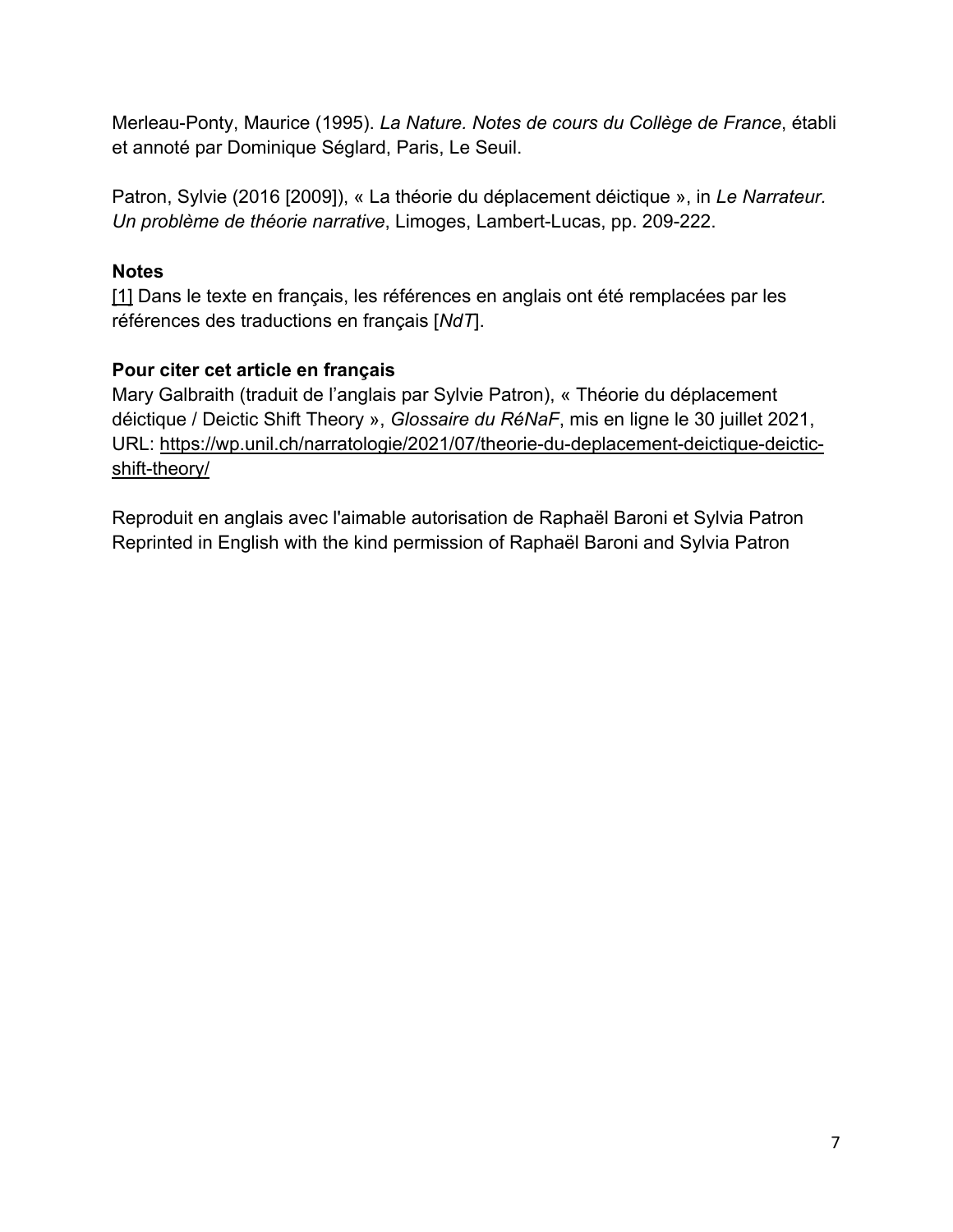Merleau-Ponty, Maurice (1995). *La Nature. Notes de cours du Collège de France*, établi et annoté par Dominique Séglard, Paris, Le Seuil.

Patron, Sylvie (2016 [2009]), « La théorie du déplacement déictique », in *Le Narrateur. Un problème de théorie narrative*, Limoges, Lambert-Lucas, pp. 209-222.

**Notes**

[1] Dans le texte en français, les références en anglais ont été remplacées par les références des traductions en français [*NdT*].

**Pour citer cet article en français**

Mary Galbraith (traduit de l'anglais par Sylvie Patron), « Théorie du déplacement déictique / Deictic Shift Theory », *Glossaire du RéNaF*, mis en ligne le 30 juillet 2021, URL: https://wp.unil.ch/narratologie/2021/07/theorie-du-deplacement-deictic-shift-theory/

Reproduit en anglais avec l'aimable autorisation de Raphaël Baroni et Sylvia Patron
Reprinted in English with the kind permission of Raphaël Baroni and Sylvia Patron